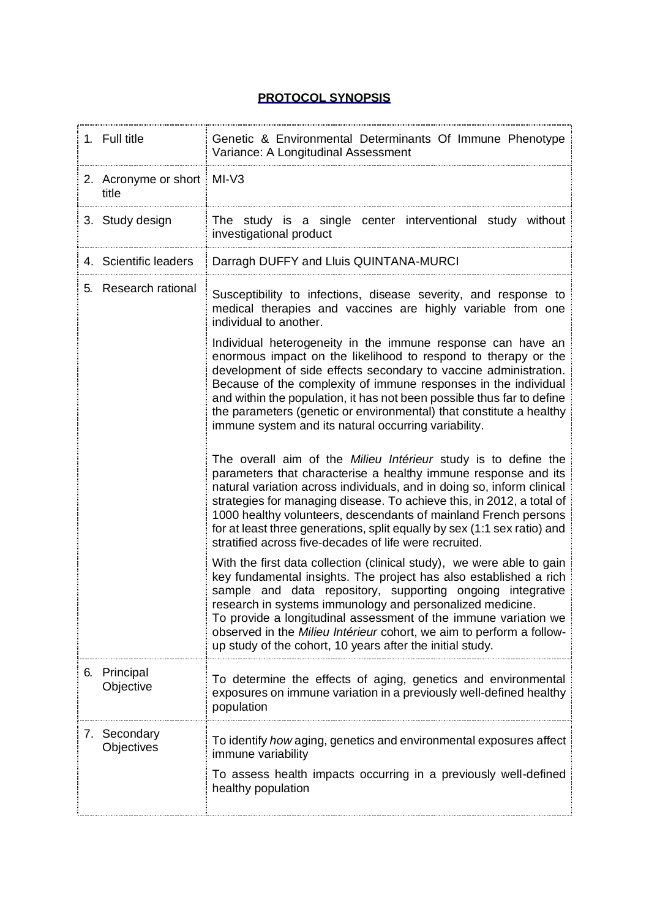# PROTOCOL SYNOPSIS

| | |
|---|---|
| 1. Full title | Genetic & Environmental Determinants Of Immune Phenotype Variance: A Longitudinal Assessment |
| 2. Acronyme or short title | MI-V3 |
| 3. Study design | The study is a single center interventional study without investigational product |
| 4. Scientific leaders | Darragh DUFFY and Lluis QUINTANA-MURCI |
| 5. Research rational | Susceptibility to infections, disease severity, and response to medical therapies and vaccines are highly variable from one individual to another.<br><br>Individual heterogeneity in the immune response can have an enormous impact on the likelihood to respond to therapy or the development of side effects secondary to vaccine administration. Because of the complexity of immune responses in the individual and within the population, it has not been possible thus far to define the parameters (genetic or environmental) that constitute a healthy immune system and its natural occurring variability.<br><br>The overall aim of the *Milieu Intérieur* study is to define the parameters that characterise a healthy immune response and its natural variation across individuals, and in doing so, inform clinical strategies for managing disease. To achieve this, in 2012, a total of 1000 healthy volunteers, descendants of mainland French persons for at least three generations, split equally by sex (1:1 sex ratio) and stratified across five-decades of life were recruited.<br><br>With the first data collection (clinical study), we were able to gain key fundamental insights. The project has also established a rich sample and data repository, supporting ongoing integrative research in systems immunology and personalized medicine.<br>To provide a longitudinal assessment of the immune variation we observed in the *Milieu Intérieur* cohort, we aim to perform a follow-up study of the cohort, 10 years after the initial study. |
| 6. Principal Objective | To determine the effects of aging, genetics and environmental exposures on immune variation in a previously well-defined healthy population |
| 7. Secondary Objectives | To identify *how* aging, genetics and environmental exposures affect immune variability<br><br>To assess health impacts occurring in a previously well-defined healthy population |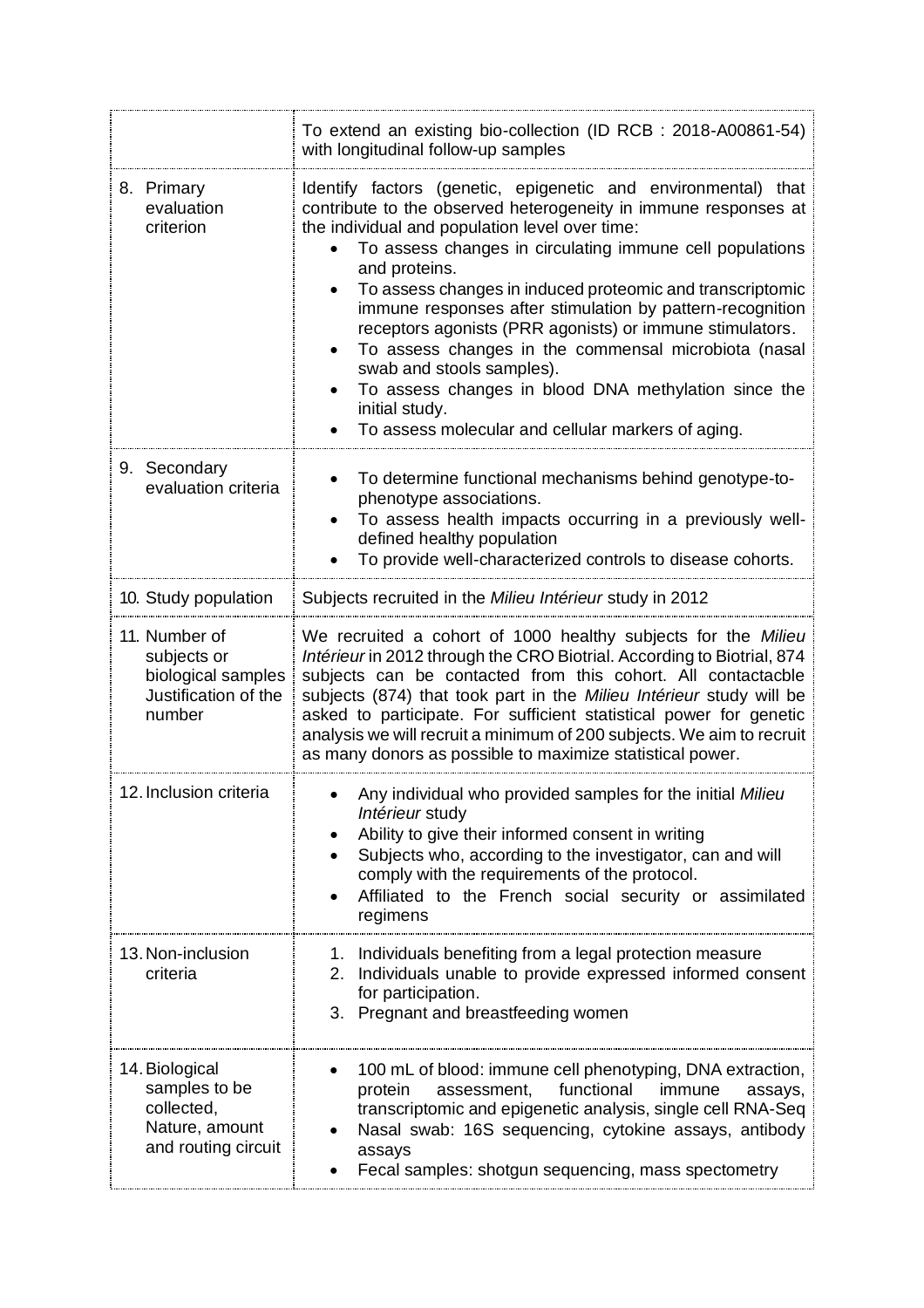| | |
|---|---|
| | To extend an existing bio-collection (ID RCB : 2018-A00861-54) with longitudinal follow-up samples |
| 8. Primary evaluation criterion | Identify factors (genetic, epigenetic and environmental) that contribute to the observed heterogeneity in immune responses at the individual and population level over time:<br>• To assess changes in circulating immune cell populations and proteins.<br>• To assess changes in induced proteomic and transcriptomic immune responses after stimulation by pattern-recognition receptors agonists (PRR agonists) or immune stimulators.<br>• To assess changes in the commensal microbiota (nasal swab and stools samples).<br>• To assess changes in blood DNA methylation since the initial study.<br>• To assess molecular and cellular markers of aging. |
| 9. Secondary evaluation criteria | • To determine functional mechanisms behind genotype-to-phenotype associations.<br>• To assess health impacts occurring in a previously well-defined healthy population<br>• To provide well-characterized controls to disease cohorts. |
| 10. Study population | Subjects recruited in the *Milieu Intérieur* study in 2012 |
| 11. Number of subjects or biological samples Justification of the number | We recruited a cohort of 1000 healthy subjects for the *Milieu Intérieur* in 2012 through the CRO Biotrial. According to Biotrial, 874 subjects can be contacted from this cohort. All contactacble subjects (874) that took part in the *Milieu Intérieur* study will be asked to participate. For sufficient statistical power for genetic analysis we will recruit a minimum of 200 subjects. We aim to recruit as many donors as possible to maximize statistical power. |
| 12. Inclusion criteria | • Any individual who provided samples for the initial *Milieu Intérieur* study<br>• Ability to give their informed consent in writing<br>• Subjects who, according to the investigator, can and will comply with the requirements of the protocol.<br>• Affiliated to the French social security or assimilated regimens |
| 13. Non-inclusion criteria | 1. Individuals benefiting from a legal protection measure<br>2. Individuals unable to provide expressed informed consent for participation.<br>3. Pregnant and breastfeeding women |
| 14. Biological samples to be collected, Nature, amount and routing circuit | • 100 mL of blood: immune cell phenotyping, DNA extraction, protein assessment, functional immune assays, transcriptomic and epigenetic analysis, single cell RNA-Seq<br>• Nasal swab: 16S sequencing, cytokine assays, antibody assays<br>• Fecal samples: shotgun sequencing, mass spectometry |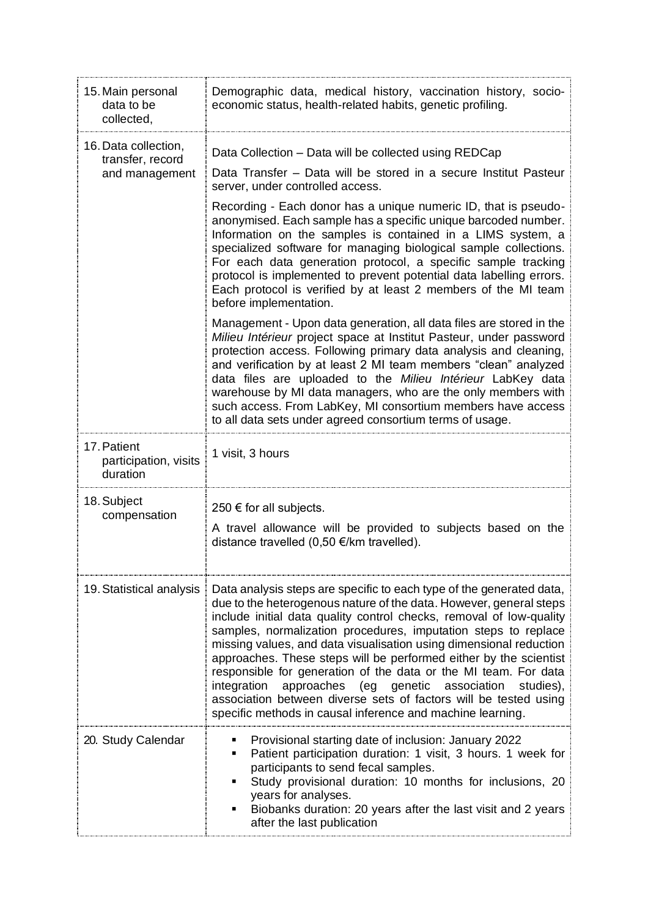| | |
|---|---|
| 15. Main personal data to be collected, | Demographic data, medical history, vaccination history, socio-economic status, health-related habits, genetic profiling. |
| 16. Data collection, transfer, record and management | Data Collection – Data will be collected using REDCap<br><br>Data Transfer – Data will be stored in a secure Institut Pasteur server, under controlled access.<br><br>Recording - Each donor has a unique numeric ID, that is pseudo-anonymised. Each sample has a specific unique barcoded number. Information on the samples is contained in a LIMS system, a specialized software for managing biological sample collections. For each data generation protocol, a specific sample tracking protocol is implemented to prevent potential data labelling errors. Each protocol is verified by at least 2 members of the MI team before implementation.<br><br>Management - Upon data generation, all data files are stored in the *Milieu Intérieur* project space at Institut Pasteur, under password protection access. Following primary data analysis and cleaning, and verification by at least 2 MI team members "clean" analyzed data files are uploaded to the *Milieu Intérieur* LabKey data warehouse by MI data managers, who are the only members with such access. From LabKey, MI consortium members have access to all data sets under agreed consortium terms of usage. |
| 17. Patient participation, visits duration | 1 visit, 3 hours |
| 18. Subject compensation | 250 € for all subjects.<br><br>A travel allowance will be provided to subjects based on the distance travelled (0,50 €/km travelled). |
| 19. Statistical analysis | Data analysis steps are specific to each type of the generated data, due to the heterogenous nature of the data. However, general steps include initial data quality control checks, removal of low-quality samples, normalization procedures, imputation steps to replace missing values, and data visualisation using dimensional reduction approaches. These steps will be performed either by the scientist responsible for generation of the data or the MI team. For data integration approaches (eg genetic association studies), association between diverse sets of factors will be tested using specific methods in causal inference and machine learning. |
| 20. Study Calendar | ▪ Provisional starting date of inclusion: January 2022<br>▪ Patient participation duration: 1 visit, 3 hours. 1 week for participants to send fecal samples.<br>▪ Study provisional duration: 10 months for inclusions, 20 years for analyses.<br>▪ Biobanks duration: 20 years after the last visit and 2 years after the last publication |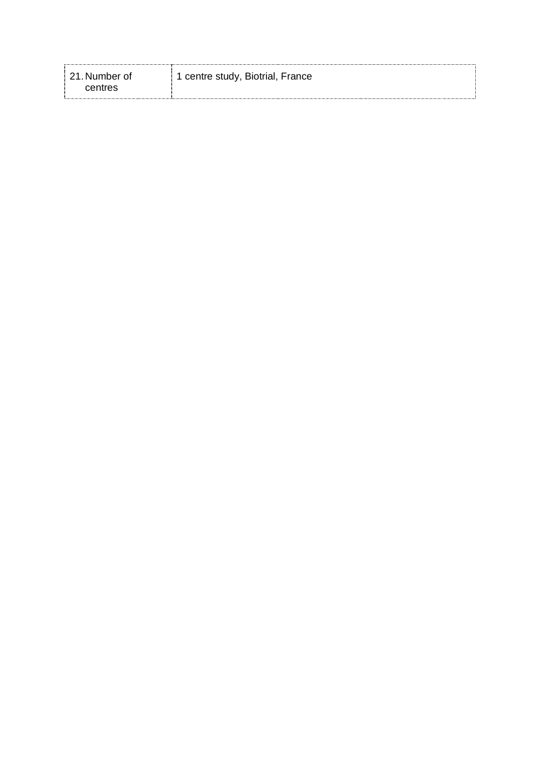| | |
|---|---|
| 21. Number of centres | 1 centre study, Biotrial, France |